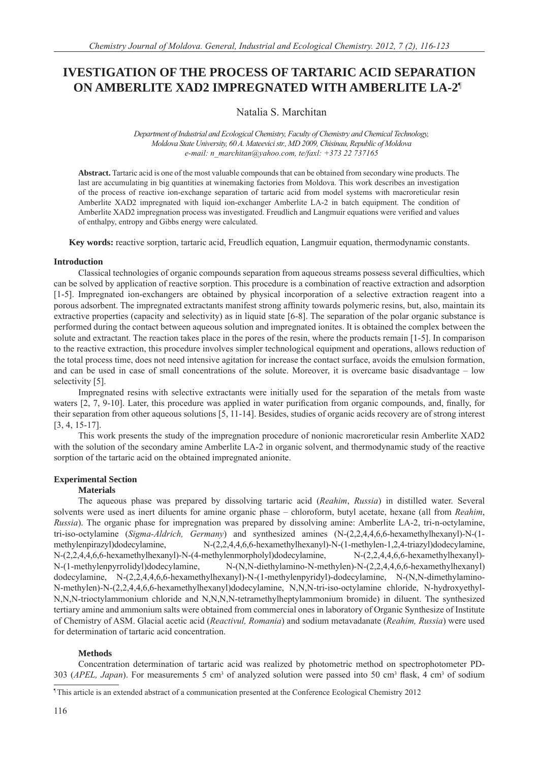# IVESTIGATION OF THE PROCESS OF TARTARIC ACID SEPARATION ON AMBERLITE XAD2 IMPREGNATED WITH AMBERLITE LA-2[¶]

Natalia S. Marchitan

*Department of Industrial and Ecological Chemistry, Faculty of Chemistry and Chemical Technology, Moldova State University, 60 A. Mateevici str., MD 2009, Chisinau, Republic of Moldova*
*e-mail: n_marchitan@yahoo.com, te/faxl: +373 22 737165*

**Abstract.** Tartaric acid is one of the most valuable compounds that can be obtained from secondary wine products. The last are accumulating in big quantities at winemaking factories from Moldova. This work describes an investigation of the process of reactive ion-exchange separation of tartaric acid from model systems with macroreticular resin Amberlite XAD2 impregnated with liquid ion-exchanger Amberlite LA-2 in batch equipment. The condition of Amberlite XAD2 impregnation process was investigated. Freudlich and Langmuir equations were verified and values of enthalpy, entropy and Gibbs energy were calculated.

**Key words:** reactive sorption, tartaric acid, Freudlich equation, Langmuir equation, thermodynamic constants.

## Introduction

Classical technologies of organic compounds separation from aqueous streams possess several difficulties, which can be solved by application of reactive sorption. This procedure is a combination of reactive extraction and adsorption [1-5]. Impregnated ion-exchangers are obtained by physical incorporation of a selective extraction reagent into a porous adsorbent. The impregnated extractants manifest strong affinity towards polymeric resins, but, also, maintain its extractive properties (capacity and selectivity) as in liquid state [6-8]. The separation of the polar organic substance is performed during the contact between aqueous solution and impregnated ionites. It is obtained the complex between the solute and extractant. The reaction takes place in the pores of the resin, where the products remain [1-5]. In comparison to the reactive extraction, this procedure involves simpler technological equipment and operations, allows reduction of the total process time, does not need intensive agitation for increase the contact surface, avoids the emulsion formation, and can be used in case of small concentrations of the solute. Moreover, it is overcame basic disadvantage – low selectivity [5].

Impregnated resins with selective extractants were initially used for the separation of the metals from waste waters [2, 7, 9-10]. Later, this procedure was applied in water purification from organic compounds, and, finally, for their separation from other aqueous solutions [5, 11-14]. Besides, studies of organic acids recovery are of strong interest [3, 4, 15-17].

This work presents the study of the impregnation procedure of nonionic macroreticular resin Amberlite XAD2 with the solution of the secondary amine Amberlite LA-2 in organic solvent, and thermodynamic study of the reactive sorption of the tartaric acid on the obtained impregnated anionite.

## Experimental Section

### Materials

The aqueous phase was prepared by dissolving tartaric acid (*Reahim*, *Russia*) in distilled water. Several solvents were used as inert diluents for amine organic phase – chloroform, butyl acetate, hexane (all from *Reahim*, *Russia*). The organic phase for impregnation was prepared by dissolving amine: Amberlite LA-2, tri-n-octylamine, tri-iso-octylamine (*Sigma-Aldrich, Germany*) and synthesized amines (N-(2,2,4,4,6,6-hexamethylhexanyl)-N-(1-methylenpirazyl)dodecylamine, N-(2,2,4,4,6,6-hexamethylhexanyl)-N-(1-methylen-1,2,4-triazyl)dodecylamine, N-(2,2,4,4,6,6-hexamethylhexanyl)-N-(4-methylenmorpholyl)dodecylamine, N-(2,2,4,4,6,6-hexamethylhexanyl)-N-(1-methylenpyrrolidyl)dodecylamine, N-(N,N-diethylamino-N-methylen)-N-(2,2,4,4,6,6-hexamethylhexanyl) dodecylamine, N-(2,2,4,4,6,6-hexamethylhexanyl)-N-(1-methylenpyridyl)-dodecylamine, N-(N,N-dimethylamino-N-methylen)-N-(2,2,4,4,6,6-hexamethylhexanyl)dodecylamine, N,N,N-tri-iso-octylamine chloride, N-hydroxyethyl-N,N,N-trioctylammonium chloride and N,N,N,N-tetramethylheptylammonium bromide) in diluent. The synthesized tertiary amine and ammonium salts were obtained from commercial ones in laboratory of Organic Synthesize of Institute of Chemistry of ASM. Glacial acetic acid (*Reactivul, Romania*) and sodium metavadanate (*Reahim, Russia*) were used for determination of tartaric acid concentration.

### Methods

Concentration determination of tartaric acid was realized by photometric method on spectrophotometer PD-303 (*APEL, Japan*). For measurements 5 $cm^3$ of analyzed solution were passed into 50 $cm^3$ flask, 4 $cm^3$ of sodium

---

[¶] This article is an extended abstract of a communication presented at the Conference Ecological Chemistry 2012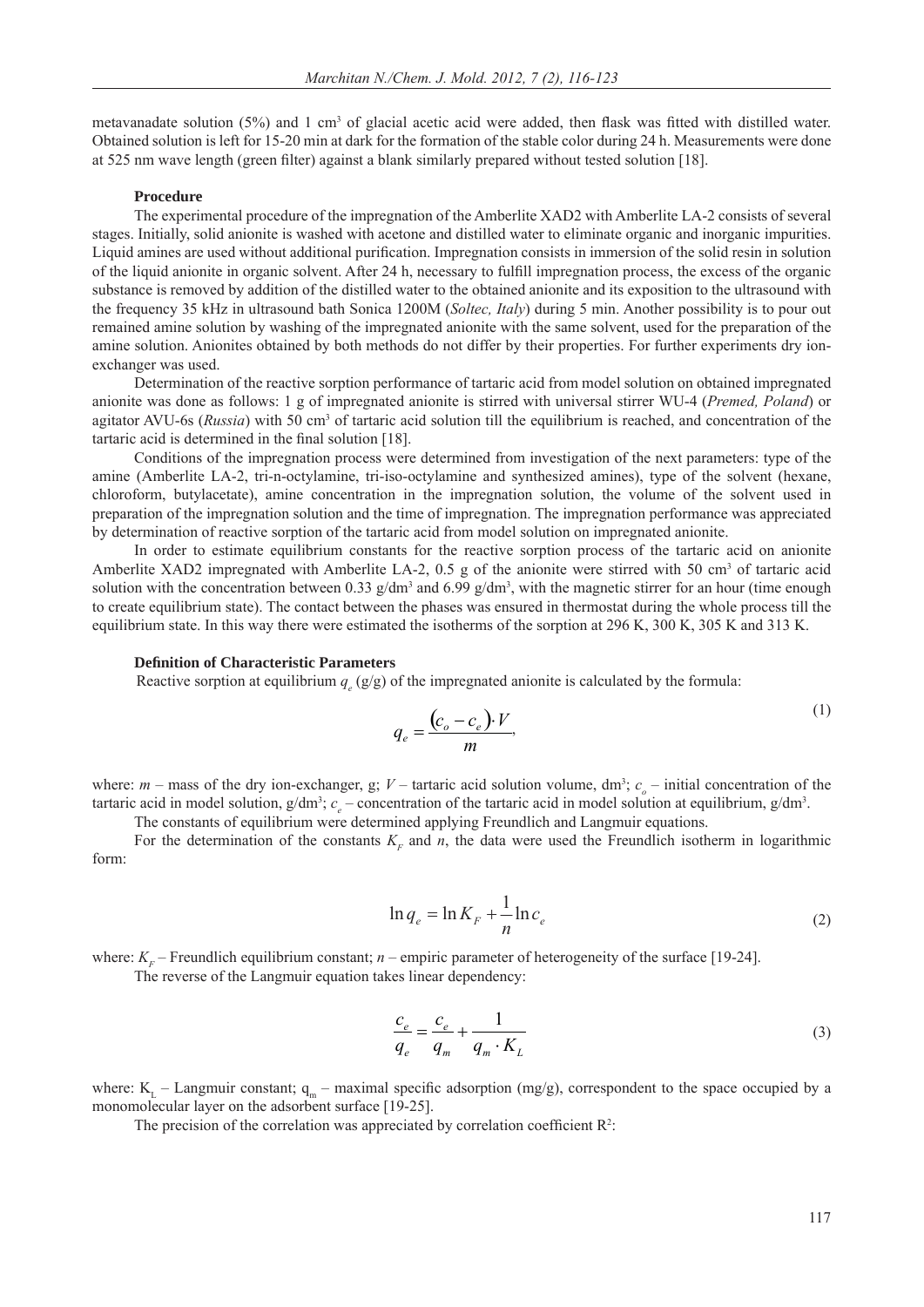metavanadate solution (5%) and 1 $cm^3$ of glacial acetic acid were added, then flask was fitted with distilled water. Obtained solution is left for 15-20 min at dark for the formation of the stable color during 24 h. Measurements were done at 525 nm wave length (green filter) against a blank similarly prepared without tested solution [18].

### Procedure

The experimental procedure of the impregnation of the Amberlite XAD2 with Amberlite LA-2 consists of several stages. Initially, solid anionite is washed with acetone and distilled water to eliminate organic and inorganic impurities. Liquid amines are used without additional purification. Impregnation consists in immersion of the solid resin in solution of the liquid anionite in organic solvent. After 24 h, necessary to fulfill impregnation process, the excess of the organic substance is removed by addition of the distilled water to the obtained anionite and its exposition to the ultrasound with the frequency 35 kHz in ultrasound bath Sonica 1200M (*Soltec, Italy*) during 5 min. Another possibility is to pour out remained amine solution by washing of the impregnated anionite with the same solvent, used for the preparation of the amine solution. Anionites obtained by both methods do not differ by their properties. For further experiments dry ion-exchanger was used.

Determination of the reactive sorption performance of tartaric acid from model solution on obtained impregnated anionite was done as follows: 1 g of impregnated anionite is stirred with universal stirrer WU-4 (*Premed, Poland*) or agitator AVU-6s (*Russia*) with 50 $cm^3$ of tartaric acid solution till the equilibrium is reached, and concentration of the tartaric acid is determined in the final solution [18].

Conditions of the impregnation process were determined from investigation of the next parameters: type of the amine (Amberlite LA-2, tri-n-octylamine, tri-iso-octylamine and synthesized amines), type of the solvent (hexane, chloroform, butylacetate), amine concentration in the impregnation solution, the volume of the solvent used in preparation of the impregnation solution and the time of impregnation. The impregnation performance was appreciated by determination of reactive sorption of the tartaric acid from model solution on impregnated anionite.

In order to estimate equilibrium constants for the reactive sorption process of the tartaric acid on anionite Amberlite XAD2 impregnated with Amberlite LA-2, 0.5 g of the anionite were stirred with 50 $cm^3$ of tartaric acid solution with the concentration between 0.33 $g/dm^3$ and 6.99 $g/dm^3$, with the magnetic stirrer for an hour (time enough to create equilibrium state). The contact between the phases was ensured in thermostat during the whole process till the equilibrium state. In this way there were estimated the isotherms of the sorption at 296 K, 300 K, 305 K and 313 K.

### Definition of Characteristic Parameters

Reactive sorption at equilibrium $q_e$ (g/g) of the impregnated anionite is calculated by the formula:

$$q_e = \frac{(c_o - c_e) \cdot V}{m}, \tag{1}$$

where: $m$ – mass of the dry ion-exchanger, g; $V$ – tartaric acid solution volume, $dm^3$; $c_o$ – initial concentration of the tartaric acid in model solution, $g/dm^3$; $c_e$ – concentration of the tartaric acid in model solution at equilibrium, $g/dm^3$.

The constants of equilibrium were determined applying Freundlich and Langmuir equations.

For the determination of the constants $K_F$ and $n$, the data were used the Freundlich isotherm in logarithmic form:

$$\ln q_e = \ln K_F + \frac{1}{n} \ln c_e \tag{2}$$

where: $K_F$ – Freundlich equilibrium constant; $n$ – empiric parameter of heterogeneity of the surface [19-24].

The reverse of the Langmuir equation takes linear dependency:

$$\frac{c_e}{q_e} = \frac{c_e}{q_m} + \frac{1}{q_m \cdot K_L} \tag{3}$$

where: $K_L$ – Langmuir constant; $q_m$ – maximal specific adsorption (mg/g), correspondent to the space occupied by a monomolecular layer on the adsorbent surface [19-25].

The precision of the correlation was appreciated by correlation coefficient $R^2$: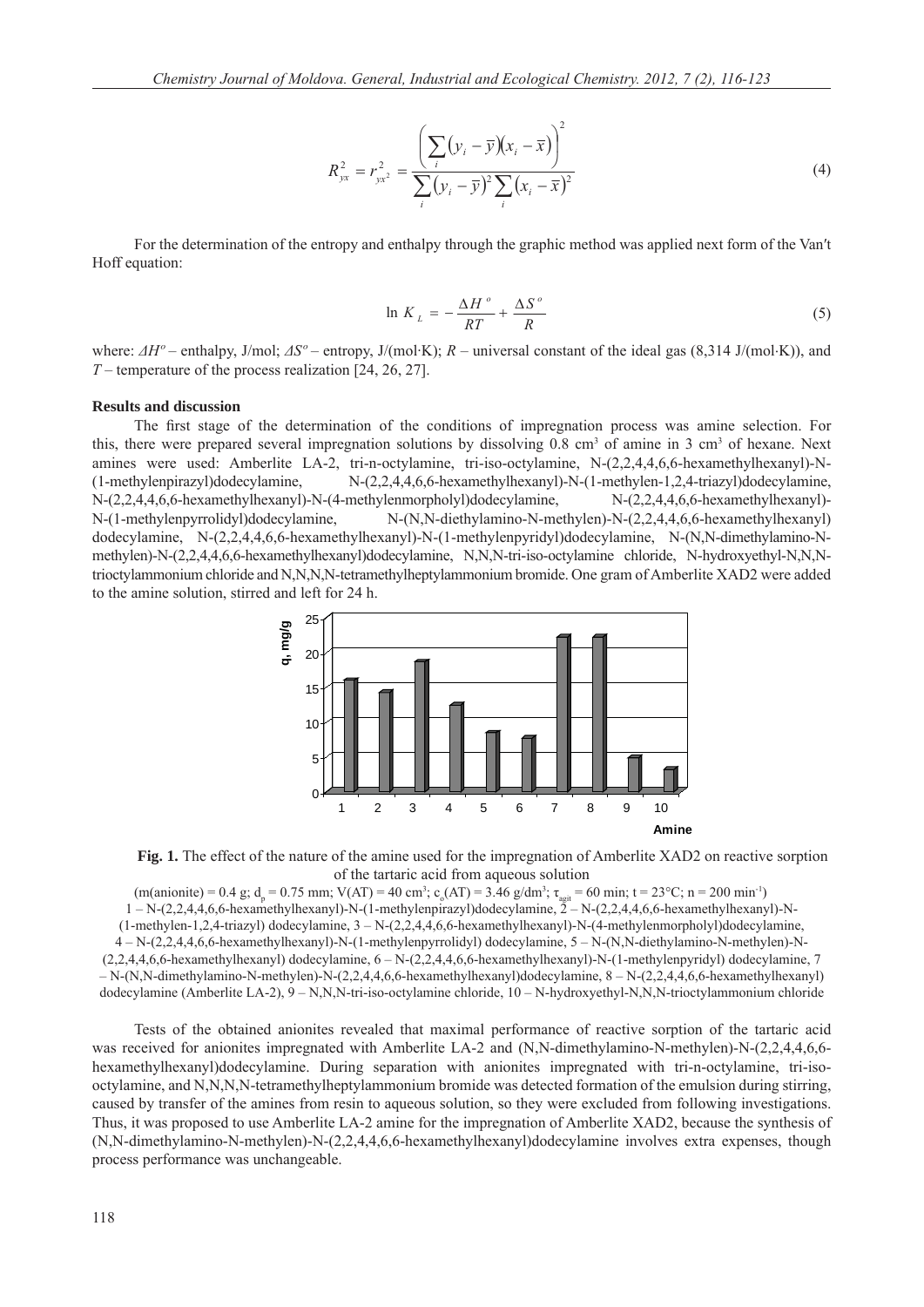$$R_{yx}^2 = r_{yx^2}^2 = \frac{\left(\sum_i (y_i - \bar{y})(x_i - \bar{x})\right)^2}{\sum_i (y_i - \bar{y})^2 \sum_i (x_i - \bar{x})^2} \tag{4}$$

For the determination of the entropy and enthalpy through the graphic method was applied next form of the Van′t Hoff equation:

$$\ln K_L = -\frac{\Delta H^o}{RT} + \frac{\Delta S^o}{R} \tag{5}$$

where: $\Delta H^o$ – enthalpy, J/mol; $\Delta S^o$ – entropy, J/(mol·K); $R$ – universal constant of the ideal gas (8,314 J/(mol·K)), and $T$ – temperature of the process realization [24, 26, 27].

**Results and discussion**

The first stage of the determination of the conditions of impregnation process was amine selection. For this, there were prepared several impregnation solutions by dissolving 0.8 $cm^3$ of amine in 3 $cm^3$ of hexane. Next amines were used: Amberlite LA-2, tri-n-octylamine, tri-iso-octylamine, N-(2,2,4,4,6,6-hexamethylhexanyl)-N-(1-methylenpirazyl)dodecylamine, N-(2,2,4,4,6,6-hexamethylhexanyl)-N-(1-methylen-1,2,4-triazyl)dodecylamine, N-(2,2,4,4,6,6-hexamethylhexanyl)-N-(4-methylenmorpholyl)dodecylamine, N-(2,2,4,4,6,6-hexamethylhexanyl)-N-(1-methylenpyrrolidyl)dodecylamine, N-(N,N-diethylamino-N-methylen)-N-(2,2,4,4,6,6-hexamethylhexanyl) dodecylamine, N-(2,2,4,4,6,6-hexamethylhexanyl)-N-(1-methylenpyridyl)dodecylamine, N-(N,N-dimethylamino-N-methylen)-N-(2,2,4,4,6,6-hexamethylhexanyl)dodecylamine, N,N,N-tri-iso-octylamine chloride, N-hydroxyethyl-N,N,N-trioctylammonium chloride and N,N,N,N-tetramethylheptylammonium bromide. One gram of Amberlite XAD2 were added to the amine solution, stirred and left for 24 h.

**Fig. 1.** The effect of the nature of the amine used for the impregnation of Amberlite XAD2 on reactive sorption of the tartaric acid from aqueous solution

(m(anionite) = 0.4 g; $d_p$ = 0.75 mm; V(AT) = 40 $cm^3$; $c_o$(AT) = 3.46 g/$dm^3$; $\tau_{agit}$ = 60 min; t = 23°C; n = 200 $min^{-1}$)
1 – N-(2,2,4,4,6,6-hexamethylhexanyl)-N-(1-methylenpirazyl)dodecylamine, 2 – N-(2,2,4,4,6,6-hexamethylhexanyl)-N-(1-methylen-1,2,4-triazyl) dodecylamine, 3 – N-(2,2,4,4,6,6-hexamethylhexanyl)-N-(4-methylenmorpholyl)dodecylamine, 4 – N-(2,2,4,4,6,6-hexamethylhexanyl)-N-(1-methylenpyrrolidyl) dodecylamine, 5 – N-(N,N-diethylamino-N-methylen)-N-(2,2,4,4,6,6-hexamethylhexanyl) dodecylamine, 6 – N-(2,2,4,4,6,6-hexamethylhexanyl)-N-(1-methylenpyridyl) dodecylamine, 7 – N-(N,N-dimethylamino-N-methylen)-N-(2,2,4,4,6,6-hexamethylhexanyl)dodecylamine, 8 – N-(2,2,4,4,6,6-hexamethylhexanyl) dodecylamine (Amberlite LA-2), 9 – N,N,N-tri-iso-octylamine chloride, 10 – N-hydroxyethyl-N,N,N-trioctylammonium chloride

Tests of the obtained anionites revealed that maximal performance of reactive sorption of the tartaric acid was received for anionites impregnated with Amberlite LA-2 and (N,N-dimethylamino-N-methylen)-N-(2,2,4,4,6,6-hexamethylhexanyl)dodecylamine. During separation with anionites impregnated with tri-n-octylamine, tri-iso-octylamine, and N,N,N,N-tetramethylheptylammonium bromide was detected formation of the emulsion during stirring, caused by transfer of the amines from resin to aqueous solution, so they were excluded from following investigations. Thus, it was proposed to use Amberlite LA-2 amine for the impregnation of Amberlite XAD2, because the synthesis of (N,N-dimethylamino-N-methylen)-N-(2,2,4,4,6,6-hexamethylhexanyl)dodecylamine involves extra expenses, though process performance was unchangeable.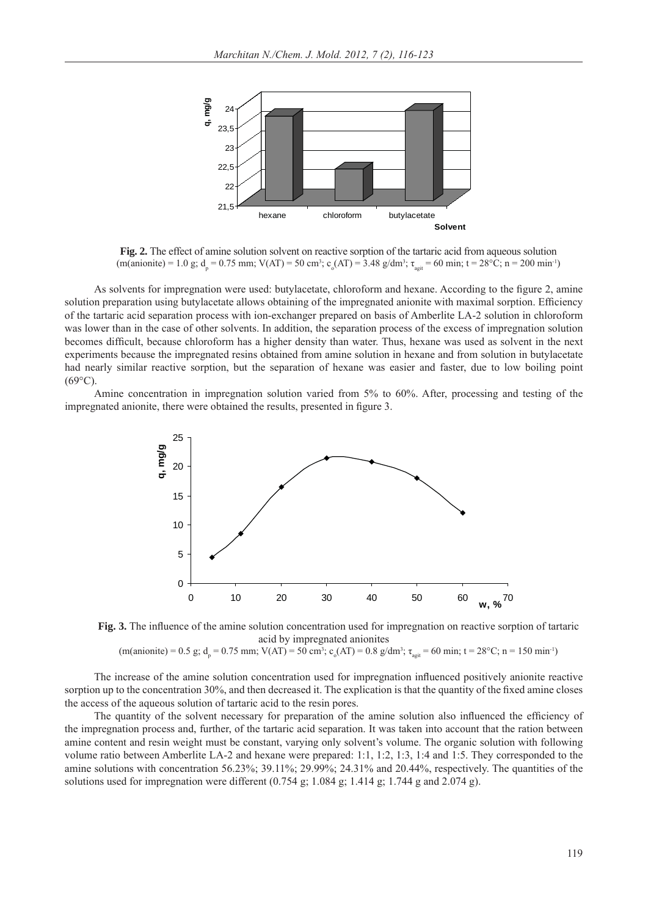**Fig. 2.** The effect of amine solution solvent on reactive sorption of the tartaric acid from aqueous solution (m(anionite) = 1.0 g; $d_p$ = 0.75 mm; V(AT) = 50 cm³; $c_o$(AT) = 3.48 g/dm³; $\tau_{agit}$ = 60 min; t = 28°C; n = 200 min⁻¹)

As solvents for impregnation were used: butylacetate, chloroform and hexane. According to the figure 2, amine solution preparation using butylacetate allows obtaining of the impregnated anionite with maximal sorption. Efficiency of the tartaric acid separation process with ion-exchanger prepared on basis of Amberlite LA-2 solution in chloroform was lower than in the case of other solvents. In addition, the separation process of the excess of impregnation solution becomes difficult, because chloroform has a higher density than water. Thus, hexane was used as solvent in the next experiments because the impregnated resins obtained from amine solution in hexane and from solution in butylacetate had nearly similar reactive sorption, but the separation of hexane was easier and faster, due to low boiling point (69°C).

Amine concentration in impregnation solution varied from 5% to 60%. After, processing and testing of the impregnated anionite, there were obtained the results, presented in figure 3.

**Fig. 3.** The influence of the amine solution concentration used for impregnation on reactive sorption of tartaric acid by impregnated anionites (m(anionite) = 0.5 g; $d_p$ = 0.75 mm; V(AT) = 50 cm³; $c_o$(AT) = 0.8 g/dm³; $\tau_{agit}$ = 60 min; t = 28°C; n = 150 min⁻¹)

The increase of the amine solution concentration used for impregnation influenced positively anionite reactive sorption up to the concentration 30%, and then decreased it. The explication is that the quantity of the fixed amine closes the access of the aqueous solution of tartaric acid to the resin pores.

The quantity of the solvent necessary for preparation of the amine solution also influenced the efficiency of the impregnation process and, further, of the tartaric acid separation. It was taken into account that the ration between amine content and resin weight must be constant, varying only solvent's volume. The organic solution with following volume ratio between Amberlite LA-2 and hexane were prepared: 1:1, 1:2, 1:3, 1:4 and 1:5. They corresponded to the amine solutions with concentration 56.23%; 39.11%; 29.99%; 24.31% and 20.44%, respectively. The quantities of the solutions used for impregnation were different (0.754 g; 1.084 g; 1.414 g; 1.744 g and 2.074 g).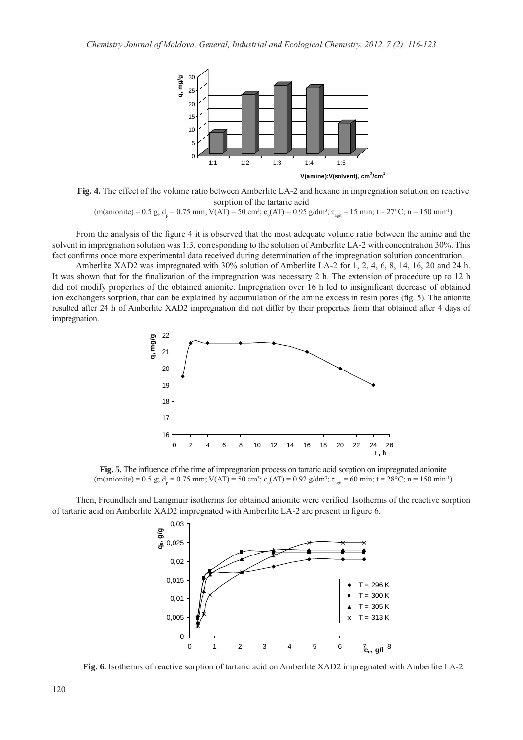**Fig. 4.** The effect of the volume ratio between Amberlite LA-2 and hexane in impregnation solution on reactive sorption of the tartaric acid

(m(anionite) = 0.5 g; $d_p$ = 0.75 mm; V(AT) = 50 $cm^3$; $c_o$(AT) = 0.95 $g/dm^3$; $\tau_{agit}$ = 15 min; t = 27°C; n = 150 $min^{-1}$)

From the analysis of the figure 4 it is observed that the most adequate volume ratio between the amine and the solvent in impregnation solution was 1:3, corresponding to the solution of Amberlite LA-2 with concentration 30%. This fact confirms once more experimental data received during determination of the impregnation solution concentration.

Amberlite XAD2 was impregnated with 30% solution of Amberlite LA-2 for 1, 2, 4, 6, 8, 14, 16, 20 and 24 h. It was shown that for the finalization of the impregnation was necessary 2 h. The extension of procedure up to 12 h did not modify properties of the obtained anionite. Impregnation over 16 h led to insignificant decrease of obtained ion exchangers sorption, that can be explained by accumulation of the amine excess in resin pores (fig. 5). The anionite resulted after 24 h of Amberlite XAD2 impregnation did not differ by their properties from that obtained after 4 days of impregnation.

**Fig. 5.** The influence of the time of impregnation process on tartaric acid sorption on impregnated anionite

(m(anionite) = 0.5 g; $d_p$ = 0.75 mm; V(AT) = 50 $cm^3$; $c_o$(AT) = 0.92 $g/dm^3$; $\tau_{agit}$ = 60 min; t = 28°C; n = 150 $min^{-1}$)

Then, Freundlich and Langmuir isotherms for obtained anionite were verified. Isotherms of the reactive sorption of tartaric acid on Amberlite XAD2 impregnated with Amberlite LA-2 are present in figure 6.

**Fig. 6.** Isotherms of reactive sorption of tartaric acid on Amberlite XAD2 impregnated with Amberlite LA-2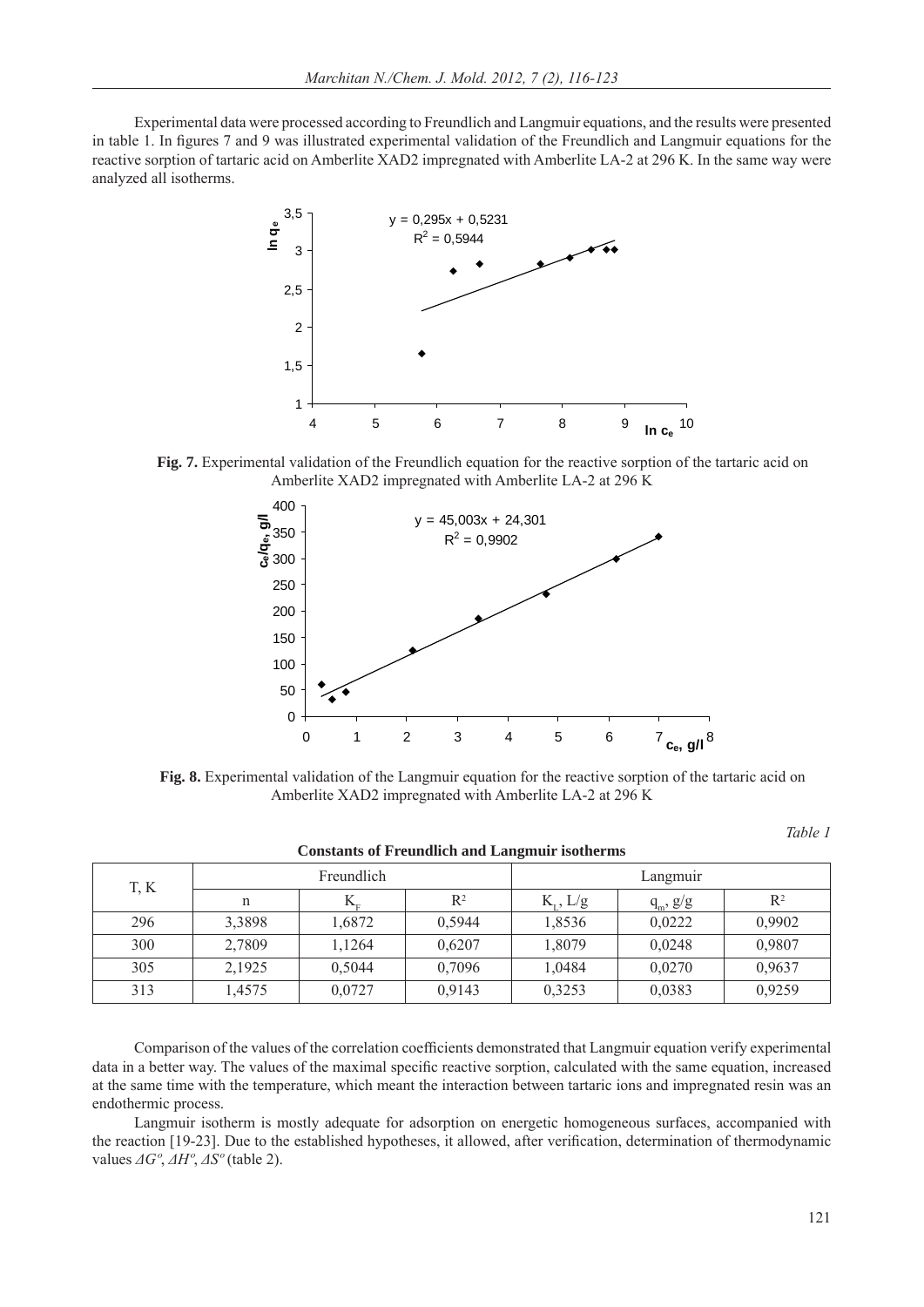Experimental data were processed according to Freundlich and Langmuir equations, and the results were presented in table 1. In figures 7 and 9 was illustrated experimental validation of the Freundlich and Langmuir equations for the reactive sorption of tartaric acid on Amberlite XAD2 impregnated with Amberlite LA-2 at 296 K. In the same way were analyzed all isotherms.

**Fig. 7.** Experimental validation of the Freundlich equation for the reactive sorption of the tartaric acid on Amberlite XAD2 impregnated with Amberlite LA-2 at 296 K

**Fig. 8.** Experimental validation of the Langmuir equation for the reactive sorption of the tartaric acid on Amberlite XAD2 impregnated with Amberlite LA-2 at 296 K

*Table 1*

**Constants of Freundlich and Langmuir isotherms**

| T, K | Freundlich | | | Langmuir | | |
|---|---|---|---|---|---|---|
| | n | $K_F$ | $R^2$ | $K_L$, L/g | $q_m$, g/g | $R^2$ |
| 296 | 3,3898 | 1,6872 | 0,5944 | 1,8536 | 0,0222 | 0,9902 |
| 300 | 2,7809 | 1,1264 | 0,6207 | 1,8079 | 0,0248 | 0,9807 |
| 305 | 2,1925 | 0,5044 | 0,7096 | 1,0484 | 0,0270 | 0,9637 |
| 313 | 1,4575 | 0,0727 | 0,9143 | 0,3253 | 0,0383 | 0,9259 |

Comparison of the values of the correlation coefficients demonstrated that Langmuir equation verify experimental data in a better way. The values of the maximal specific reactive sorption, calculated with the same equation, increased at the same time with the temperature, which meant the interaction between tartaric ions and impregnated resin was an endothermic process.

Langmuir isotherm is mostly adequate for adsorption on energetic homogeneous surfaces, accompanied with the reaction [19-23]. Due to the established hypotheses, it allowed, after verification, determination of thermodynamic values $\Delta G^o$, $\Delta H^o$, $\Delta S^o$ (table 2).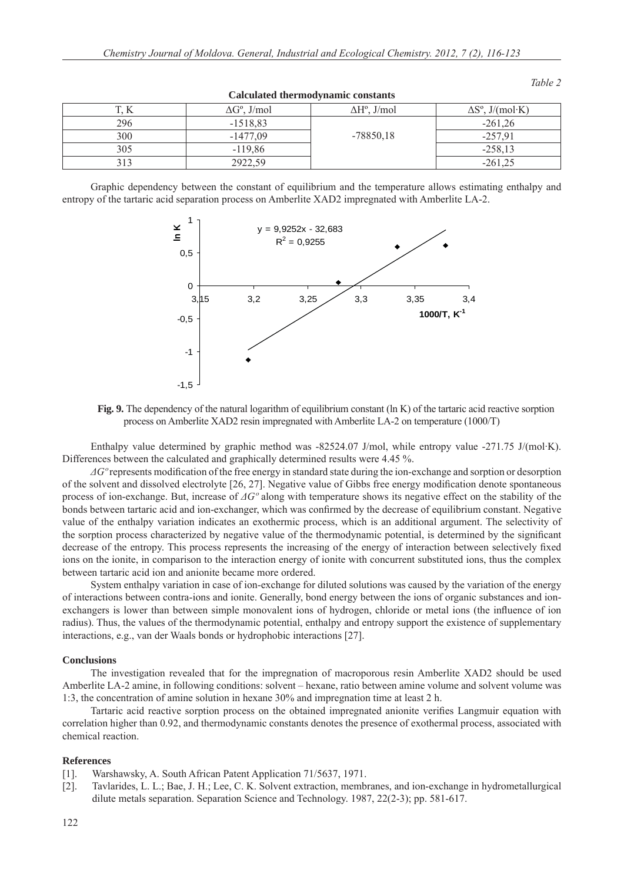*Table 2*

**Calculated thermodynamic constants**

| T, K | $\Delta G^o$, J/mol | $\Delta H^o$, J/mol | $\Delta S^o$, J/(mol·K) |
|---|---|---|---|
| 296 | -1518,83 | -78850,18 | -261,26 |
| 300 | -1477,09 | | -257,91 |
| 305 | -119,86 | | -258,13 |
| 313 | 2922,59 | | -261,25 |

Graphic dependency between the constant of equilibrium and the temperature allows estimating enthalpy and entropy of the tartaric acid separation process on Amberlite XAD2 impregnated with Amberlite LA-2.

**Fig. 9.** The dependency of the natural logarithm of equilibrium constant (ln K) of the tartaric acid reactive sorption process on Amberlite XAD2 resin impregnated with Amberlite LA-2 on temperature (1000/T)

Enthalpy value determined by graphic method was -82524.07 J/mol, while entropy value -271.75 J/(mol·K). Differences between the calculated and graphically determined results were 4.45 %.

*$\Delta G^o$* represents modification of the free energy in standard state during the ion-exchange and sorption or desorption of the solvent and dissolved electrolyte [26, 27]. Negative value of Gibbs free energy modification denote spontaneous process of ion-exchange. But, increase of *$\Delta G^o$* along with temperature shows its negative effect on the stability of the bonds between tartaric acid and ion-exchanger, which was confirmed by the decrease of equilibrium constant. Negative value of the enthalpy variation indicates an exothermic process, which is an additional argument. The selectivity of the sorption process characterized by negative value of the thermodynamic potential, is determined by the significant decrease of the entropy. This process represents the increasing of the energy of interaction between selectively fixed ions on the ionite, in comparison to the interaction energy of ionite with concurrent substituted ions, thus the complex between tartaric acid ion and anionite became more ordered.

System enthalpy variation in case of ion-exchange for diluted solutions was caused by the variation of the energy of interactions between contra-ions and ionite. Generally, bond energy between the ions of organic substances and ion-exchangers is lower than between simple monovalent ions of hydrogen, chloride or metal ions (the influence of ion radius). Thus, the values of the thermodynamic potential, enthalpy and entropy support the existence of supplementary interactions, e.g., van der Waals bonds or hydrophobic interactions [27].

## Conclusions

The investigation revealed that for the impregnation of macroporous resin Amberlite XAD2 should be used Amberlite LA-2 amine, in following conditions: solvent – hexane, ratio between amine volume and solvent volume was 1:3, the concentration of amine solution in hexane 30% and impregnation time at least 2 h.

Tartaric acid reactive sorption process on the obtained impregnated anionite verifies Langmuir equation with correlation higher than 0.92, and thermodynamic constants denotes the presence of exothermal process, associated with chemical reaction.

## References

[1]. Warshawsky, A. South African Patent Application 71/5637, 1971.

[2]. Tavlarides, L. L.; Bae, J. H.; Lee, C. K. Solvent extraction, membranes, and ion-exchange in hydrometallurgical dilute metals separation. Separation Science and Technology. 1987, 22(2-3); pp. 581-617.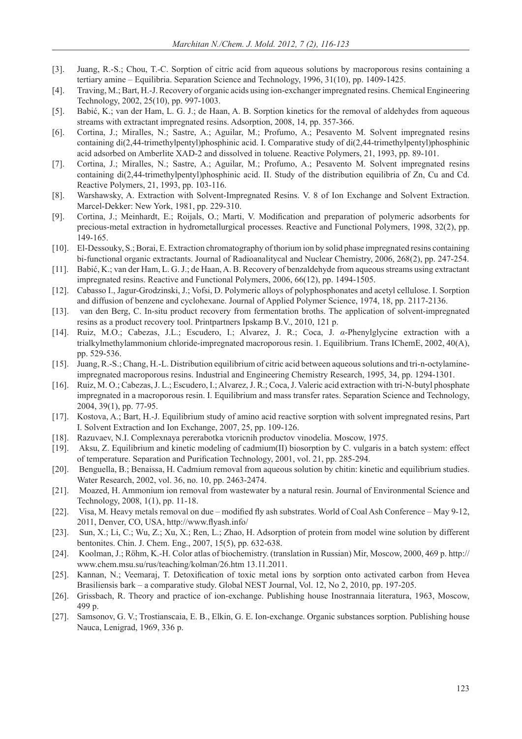[3]. Juang, R.-S.; Chou, T.-C. Sorption of citric acid from aqueous solutions by macroporous resins containing a tertiary amine – Equilibria. Separation Science and Technology, 1996, 31(10), pp. 1409-1425.

[4]. Traving, M.; Bart, H.-J. Recovery of organic acids using ion-exchanger impregnated resins. Chemical Engineering Technology, 2002, 25(10), pp. 997-1003.

[5]. Babić, K.; van der Ham, L. G. J.; de Haan, A. B. Sorption kinetics for the removal of aldehydes from aqueous streams with extractant impregnated resins. Adsorption, 2008, 14, pp. 357-366.

[6]. Cortina, J.; Miralles, N.; Sastre, A.; Aguilar, M.; Profumo, A.; Pesavento M. Solvent impregnated resins containing di(2,44-trimethylpentyl)phosphinic acid. I. Comparative study of di(2,44-trimethylpentyl)phosphinic acid adsorbed on Amberlite XAD-2 and dissolved in toluene. Reactive Polymers, 21, 1993, pp. 89-101.

[7]. Cortina, J.; Miralles, N.; Sastre, A.; Aguilar, M.; Profumo, A.; Pesavento M. Solvent impregnated resins containing di(2,44-trimethylpentyl)phosphinic acid. II. Study of the distribution equilibria of Zn, Cu and Cd. Reactive Polymers, 21, 1993, pp. 103-116.

[8]. Warshawsky, A. Extraction with Solvent-Impregnated Resins. V. 8 of Ion Exchange and Solvent Extraction. Marcel-Dekker: New York, 1981, pp. 229-310.

[9]. Cortina, J.; Meinhardt, E.; Roijals, O.; Marti, V. Modification and preparation of polymeric adsorbents for precious-metal extraction in hydrometallurgical processes. Reactive and Functional Polymers, 1998, 32(2), pp. 149-165.

[10]. El-Dessouky, S.; Borai, E. Extraction chromatography of thorium ion by solid phase impregnated resins containing bi-functional organic extractants. Journal of Radioanalitycal and Nuclear Chemistry, 2006, 268(2), pp. 247-254.

[11]. Babić, K.; van der Ham, L. G. J.; de Haan, A. B. Recovery of benzaldehyde from aqueous streams using extractant impregnated resins. Reactive and Functional Polymers, 2006, 66(12), pp. 1494-1505.

[12]. Cabasso I., Jagur-Grodzinski, J.; Vofsi, D. Polymeric alloys of polyphosphonates and acetyl cellulose. I. Sorption and diffusion of benzene and cyclohexane. Journal of Applied Polymer Science, 1974, 18, pp. 2117-2136.

[13]. van den Berg, C. In-situ product recovery from fermentation broths. The application of solvent-impregnated resins as a product recovery tool. Printpartners Ipskamp B.V., 2010, 121 p.

[14]. Ruiz, M.O.; Cabezas, J.L.; Escudero, I.; Alvarez, J. R.; Coca, J. $\alpha$-Phenylglycine extraction with a trialkylmethylammonium chloride-impregnated macroporous resin. 1. Equilibrium. Trans IChemE, 2002, 40(A), pp. 529-536.

[15]. Juang, R.-S.; Chang, H.-L. Distribution equilibrium of citric acid between aqueous solutions and tri-n-octylamine-impregnated macroporous resins. Industrial and Engineering Chemistry Research, 1995, 34, pp. 1294-1301.

[16]. Ruiz, M. O.; Cabezas, J. L.; Escudero, I.; Alvarez, J. R.; Coca, J. Valeric acid extraction with tri-N-butyl phosphate impregnated in a macroporous resin. I. Equilibrium and mass transfer rates. Separation Science and Technology, 2004, 39(1), pp. 77-95.

[17]. Kostova, A.; Bart, H.-J. Equilibrium study of amino acid reactive sorption with solvent impregnated resins, Part I. Solvent Extraction and Ion Exchange, 2007, 25, pp. 109-126.

[18]. Razuvaev, N.I. Complexnaya pererabotka vtoricnih productov vinodelia. Moscow, 1975.

[19]. Aksu, Z. Equilibrium and kinetic modeling of cadmium(II) biosorption by C. vulgaris in a batch system: effect of temperature. Separation and Purification Technology, 2001, vol. 21, pp. 285-294.

[20]. Benguella, B.; Benaissa, H. Cadmium removal from aqueous solution by chitin: kinetic and equilibrium studies. Water Research, 2002, vol. 36, no. 10, pp. 2463-2474.

[21]. Moazed, H. Ammonium ion removal from wastewater by a natural resin. Journal of Environmental Science and Technology, 2008, 1(1), pp. 11-18.

[22]. Visa, M. Heavy metals removal on due – modified fly ash substrates. World of Coal Ash Conference – May 9-12, 2011, Denver, CO, USA, http://www.flyash.info/

[23]. Sun, X.; Li, C.; Wu, Z.; Xu, X.; Ren, L.; Zhao, H. Adsorption of protein from model wine solution by different bentonites. Chin. J. Chem. Eng., 2007, 15(5), pp. 632-638.

[24]. Koolman, J.; Röhm, K.-H. Color atlas of biochemistry. (translation in Russian) Mir, Moscow, 2000, 469 p. http://www.chem.msu.su/rus/teaching/kolman/26.htm 13.11.2011.

[25]. Kannan, N.; Veemaraj, T. Detoxification of toxic metal ions by sorption onto activated carbon from Hevea Brasiliensis bark – a comparative study. Global NEST Journal, Vol. 12, No 2, 2010, pp. 197-205.

[26]. Grissbach, R. Theory and practice of ion-exchange. Publishing house Inostrannaia literatura, 1963, Moscow, 499 p.

[27]. Samsonov, G. V.; Trostianscaia, E. B., Elkin, G. E. Ion-exchange. Organic substances sorption. Publishing house Nauca, Lenigrad, 1969, 336 p.